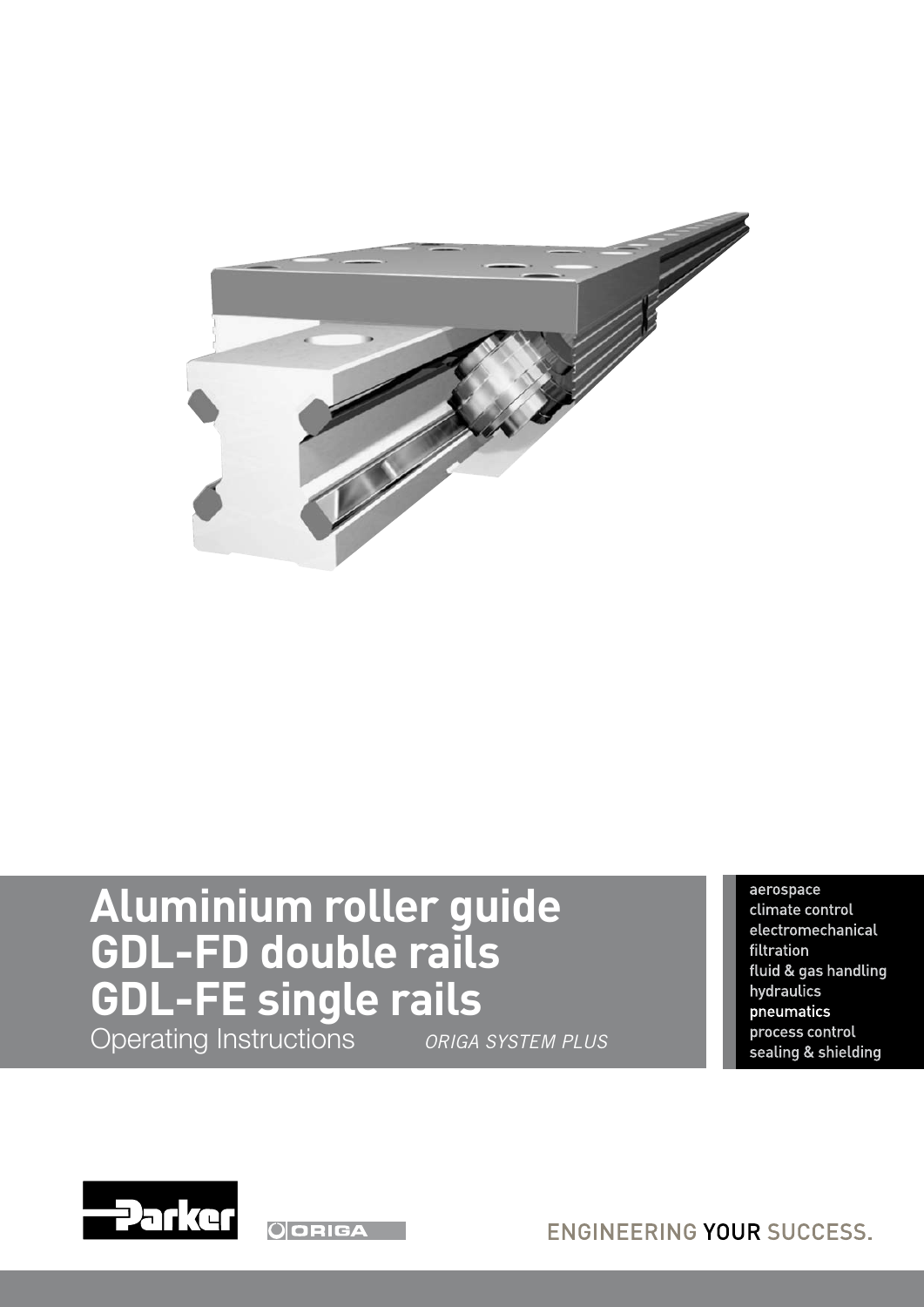# Aluminium roller guide GDL-FD double rails GDL-FE single rails

Operating Instructions *ORIGA SYSTEM PLUS*

aerospace
climate control
electromechanical
filtration
fluid & gas handling
hydraulics
pneumatics
process control
sealing & shielding

Parker

ORIGA

ENGINEERING YOUR SUCCESS.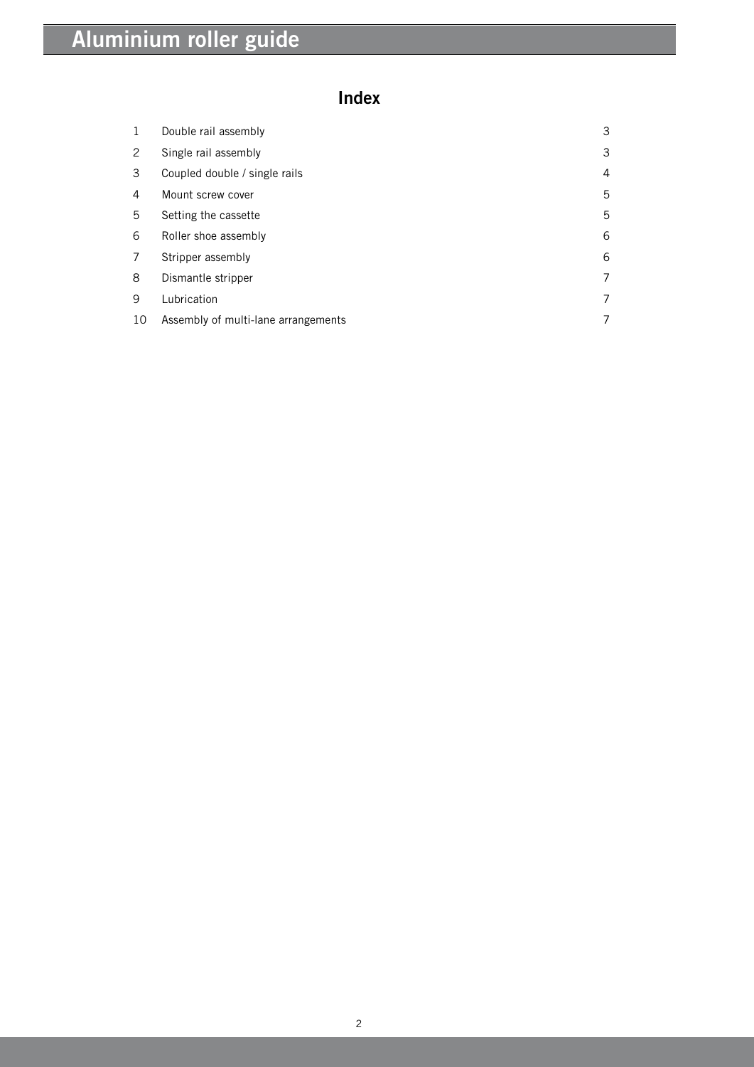## Index

| | | |
|---|---|---|
| 1 | Double rail assembly | 3 |
| 2 | Single rail assembly | 3 |
| 3 | Coupled double / single rails | 4 |
| 4 | Mount screw cover | 5 |
| 5 | Setting the cassette | 5 |
| 6 | Roller shoe assembly | 6 |
| 7 | Stripper assembly | 6 |
| 8 | Dismantle stripper | 7 |
| 9 | Lubrication | 7 |
| 10 | Assembly of multi-lane arrangements | 7 |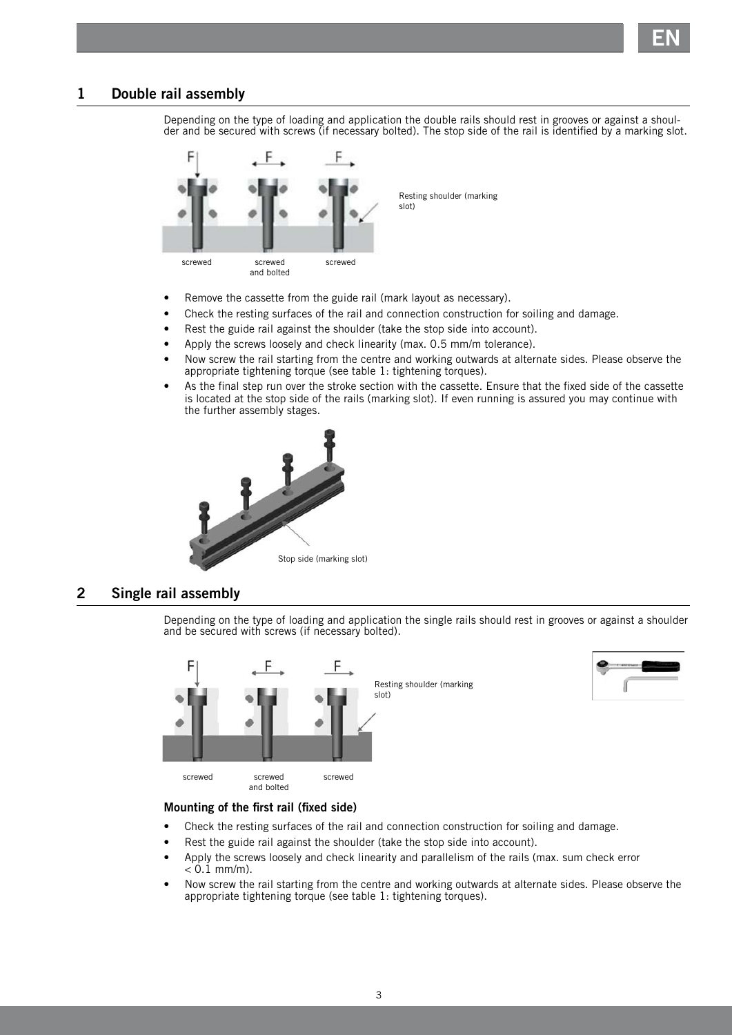## 1 Double rail assembly

Depending on the type of loading and application the double rails should rest in grooves or against a shoulder and be secured with screws (if necessary bolted). The stop side of the rail is identified by a marking slot.

Resting shoulder (marking slot)

screwed screwed and bolted screwed

- Remove the cassette from the guide rail (mark layout as necessary).
- Check the resting surfaces of the rail and connection construction for soiling and damage.
- Rest the guide rail against the shoulder (take the stop side into account).
- Apply the screws loosely and check linearity (max. 0.5 mm/m tolerance).
- Now screw the rail starting from the centre and working outwards at alternate sides. Please observe the appropriate tightening torque (see table 1: tightening torques).
- As the final step run over the stroke section with the cassette. Ensure that the fixed side of the cassette is located at the stop side of the rails (marking slot). If even running is assured you may continue with the further assembly stages.

Stop side (marking slot)

## 2 Single rail assembly

Depending on the type of loading and application the single rails should rest in grooves or against a shoulder and be secured with screws (if necessary bolted).

Resting shoulder (marking slot)

screwed screwed and bolted screwed

### Mounting of the first rail (fixed side)

- Check the resting surfaces of the rail and connection construction for soiling and damage.
- Rest the guide rail against the shoulder (take the stop side into account).
- Apply the screws loosely and check linearity and parallelism of the rails (max. sum check error < 0.1 mm/m).
- Now screw the rail starting from the centre and working outwards at alternate sides. Please observe the appropriate tightening torque (see table 1: tightening torques).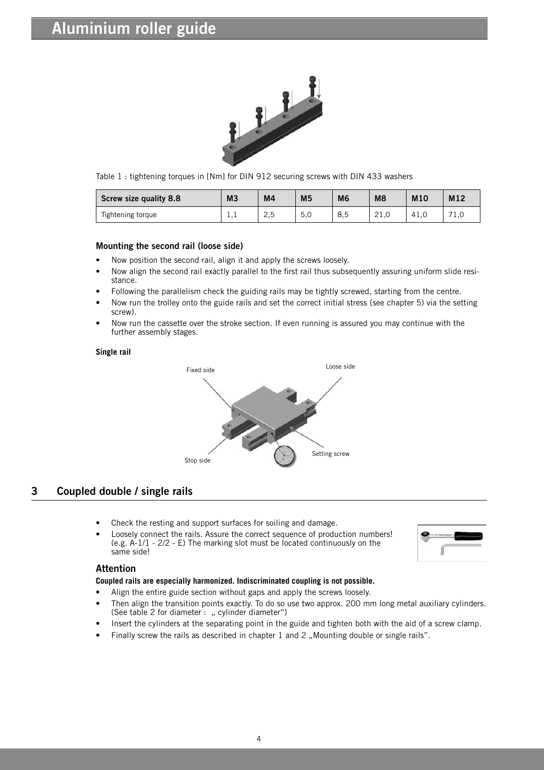# Aluminium roller guide

Table 1 : tightening torques in [Nm] for DIN 912 securing screws with DIN 433 washers

| Screw size quality 8.8 | M3 | M4 | M5 | M6 | M8 | M10 | M12 |
|---|---|---|---|---|---|---|---|
| Tightening torque | 1,1 | 2,5 | 5,0 | 8,5 | 21,0 | 41,0 | 71,0 |

### Mounting the second rail (loose side)

- Now position the second rail, align it and apply the screws loosely.
- Now align the second rail exactly parallel to the first rail thus subsequently assuring uniform slide resistance.
- Following the parallelism check the guiding rails may be tightly screwed, starting from the centre.
- Now run the trolley onto the guide rails and set the correct initial stress (see chapter 5) via the setting screw).
- Now run the cassette over the stroke section. If even running is assured you may continue with the further assembly stages.

**Single rail**

Fixed side

Loose side

Stop side

Setting screw

## 3 Coupled double / single rails

- Check the resting and support surfaces for soiling and damage.
- Loosely connect the rails. Assure the correct sequence of production numbers! (e.g. A-1/1 - 2/2 - E) The marking slot must be located continuously on the same side!

### Attention

**Coupled rails are especially harmonized. Indiscriminated coupling is not possible.**

- Align the entire guide section without gaps and apply the screws loosely.
- Then align the transition points exactly. To do so use two approx. 200 mm long metal auxiliary cylinders. (See table 2 for diameter : „ cylinder diameter")
- Insert the cylinders at the separating point in the guide and tighten both with the aid of a screw clamp.
- Finally screw the rails as described in chapter 1 and 2 „Mounting double or single rails".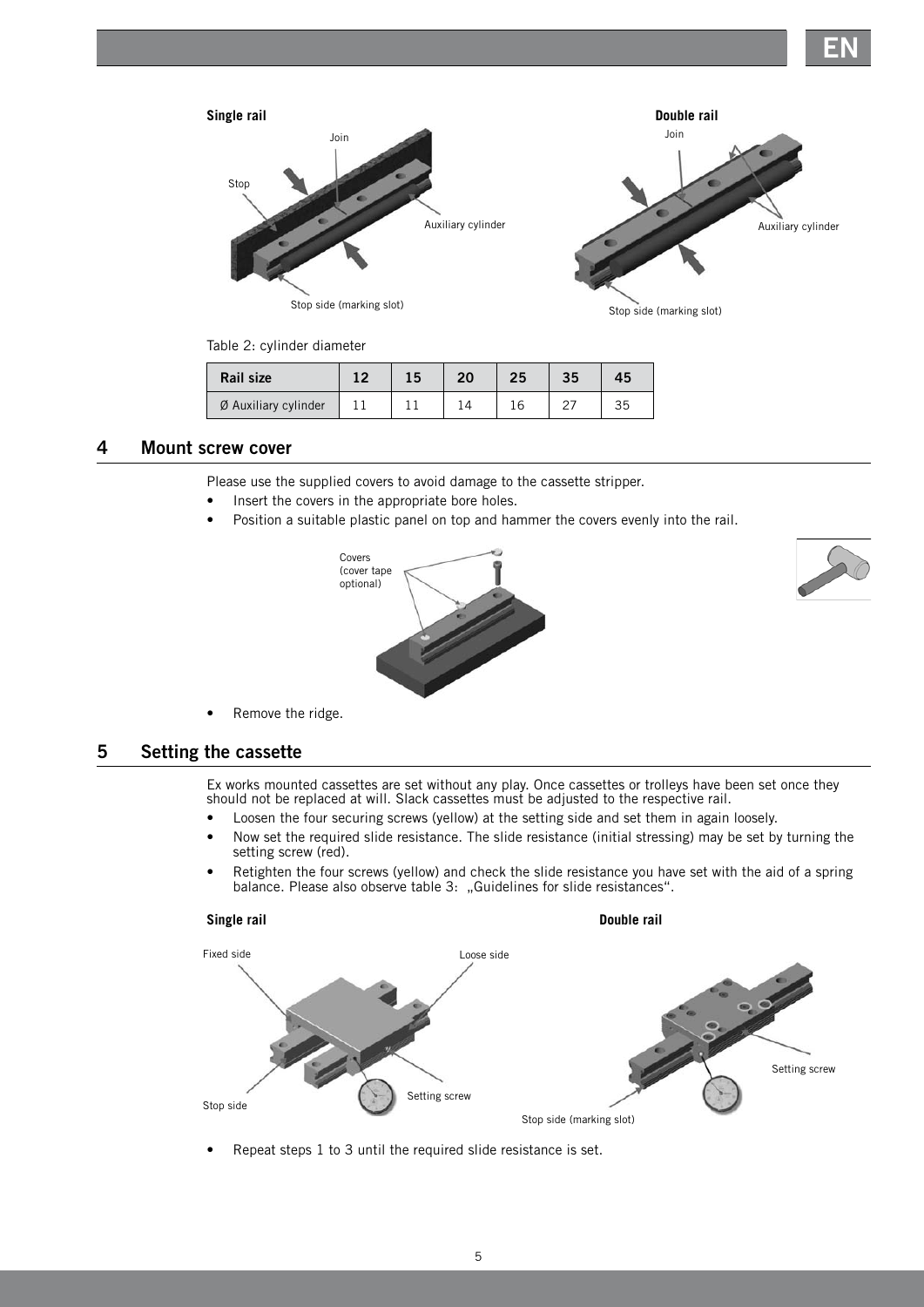**Single rail**

Join

Stop

Auxiliary cylinder

Stop side (marking slot)

**Double rail**

Join

Auxiliary cylinder

Stop side (marking slot)

Table 2: cylinder diameter

| Rail size | 12 | 15 | 20 | 25 | 35 | 45 |
|---|---|---|---|---|---|---|
| Ø Auxiliary cylinder | 11 | 11 | 14 | 16 | 27 | 35 |

## 4 Mount screw cover

Please use the supplied covers to avoid damage to the cassette stripper.

- Insert the covers in the appropriate bore holes.
- Position a suitable plastic panel on top and hammer the covers evenly into the rail.

Covers (cover tape optional)

- Remove the ridge.

## 5 Setting the cassette

Ex works mounted cassettes are set without any play. Once cassettes or trolleys have been set once they should not be replaced at will. Slack cassettes must be adjusted to the respective rail.

- Loosen the four securing screws (yellow) at the setting side and set them in again loosely.
- Now set the required slide resistance. The slide resistance (initial stressing) may be set by turning the setting screw (red).
- Retighten the four screws (yellow) and check the slide resistance you have set with the aid of a spring balance. Please also observe table 3: „Guidelines for slide resistances".

**Single rail**

Fixed side

Loose side

Stop side

Setting screw

**Double rail**

Setting screw

Stop side (marking slot)

- Repeat steps 1 to 3 until the required slide resistance is set.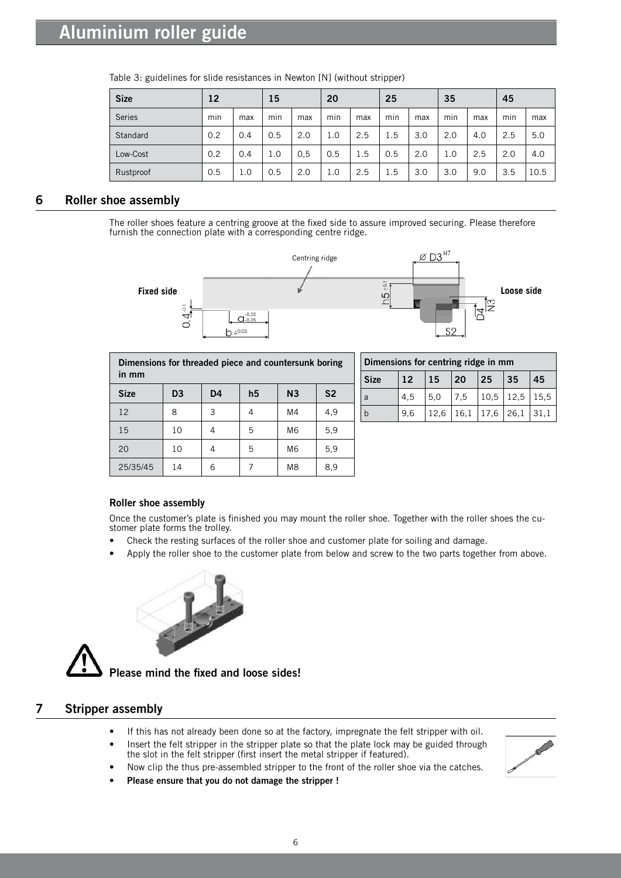# Aluminium roller guide

Table 3: guidelines for slide resistances in Newton [N] (without stripper)

| Size | 12 | | 15 | | 20 | | 25 | | 35 | | 45 | |
|---|---|---|---|---|---|---|---|---|---|---|---|---|
| Series | min | max | min | max | min | max | min | max | min | max | min | max |
| Standard | 0.2 | 0.4 | 0.5 | 2.0 | 1.0 | 2.5 | 1.5 | 3.0 | 2.0 | 4.0 | 2.5 | 5.0 |
| Low-Cost | 0.2 | 0.4 | 1.0 | 0,5 | 0.5 | 1.5 | 0.5 | 2.0 | 1.0 | 2.5 | 2.0 | 4.0 |
| Rustproof | 0.5 | 1.0 | 0.5 | 2.0 | 1.0 | 2.5 | 1.5 | 3.0 | 3.0 | 9.0 | 3.5 | 10.5 |

## 6 Roller shoe assembly

The roller shoes feature a centring groove at the fixed side to assure improved securing. Please therefore furnish the connection plate with a corresponding centre ridge.

| Dimensions for threaded piece and countersunk boring in mm | | | | | |
|---|---|---|---|---|---|
| Size | D3 | D4 | h5 | N3 | S2 |
| 12 | 8 | 3 | 4 | M4 | 4,9 |
| 15 | 10 | 4 | 5 | M6 | 5,9 |
| 20 | 10 | 4 | 5 | M6 | 5,9 |
| 25/35/45 | 14 | 6 | 7 | M8 | 8,9 |

| Dimensions for centring ridge in mm | | | | | | |
|---|---|---|---|---|---|---|
| Size | 12 | 15 | 20 | 25 | 35 | 45 |
| a | 4,5 | 5,0 | 7,5 | 10,5 | 12,5 | 15,5 |
| b | 9,6 | 12,6 | 16,1 | 17,6 | 26,1 | 31,1 |

### Roller shoe assembly

Once the customer's plate is finished you may mount the roller shoe. Together with the roller shoes the customer plate forms the trolley.

- Check the resting surfaces of the roller shoe and customer plate for soiling and damage.
- Apply the roller shoe to the customer plate from below and screw to the two parts together from above.

**Please mind the fixed and loose sides!**

## 7 Stripper assembly

- If this has not already been done so at the factory, impregnate the felt stripper with oil.
- Insert the felt stripper in the stripper plate so that the plate lock may be guided through the slot in the felt stripper (first insert the metal stripper if featured).
- Now clip the thus pre-assembled stripper to the front of the roller shoe via the catches.
- **Please ensure that you do not damage the stripper !**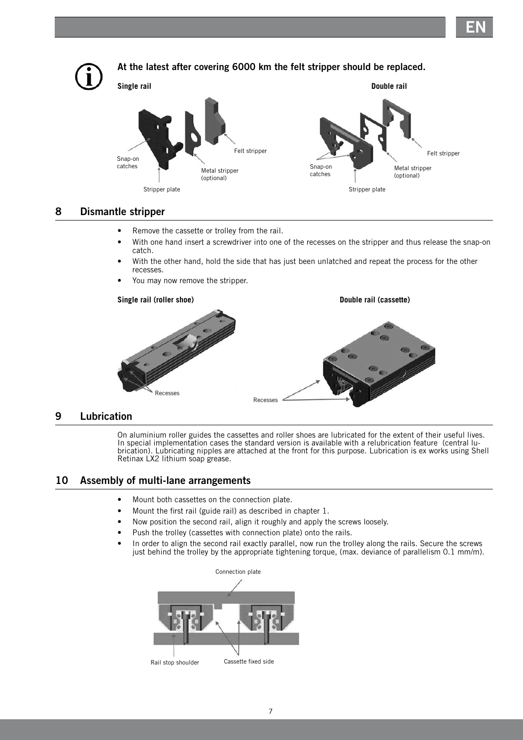**At the latest after covering 6000 km the felt stripper should be replaced.**

**Single rail**

Snap-on catches

Stripper plate

Metal stripper (optional)

Felt stripper

**Double rail**

Snap-on catches

Stripper plate

Metal stripper (optional)

Felt stripper

## 8 Dismantle stripper

- Remove the cassette or trolley from the rail.
- With one hand insert a screwdriver into one of the recesses on the stripper and thus release the snap-on catch.
- With the other hand, hold the side that has just been unlatched and repeat the process for the other recesses.
- You may now remove the stripper.

**Single rail (roller shoe)**

Recesses

**Double rail (cassette)**

Recesses

## 9 Lubrication

On aluminium roller guides the cassettes and roller shoes are lubricated for the extent of their useful lives. In special implementation cases the standard version is available with a relubrication feature (central lubrication). Lubricating nipples are attached at the front for this purpose. Lubrication is ex works using Shell Retinax LX2 lithium soap grease.

## 10 Assembly of multi-lane arrangements

- Mount both cassettes on the connection plate.
- Mount the first rail (guide rail) as described in chapter 1.
- Now position the second rail, align it roughly and apply the screws loosely.
- Push the trolley (cassettes with connection plate) onto the rails.
- In order to align the second rail exactly parallel, now run the trolley along the rails. Secure the screws just behind the trolley by the appropriate tightening torque, (max. deviance of parallelism 0.1 mm/m).

Connection plate

Rail stop shoulder

Cassette fixed side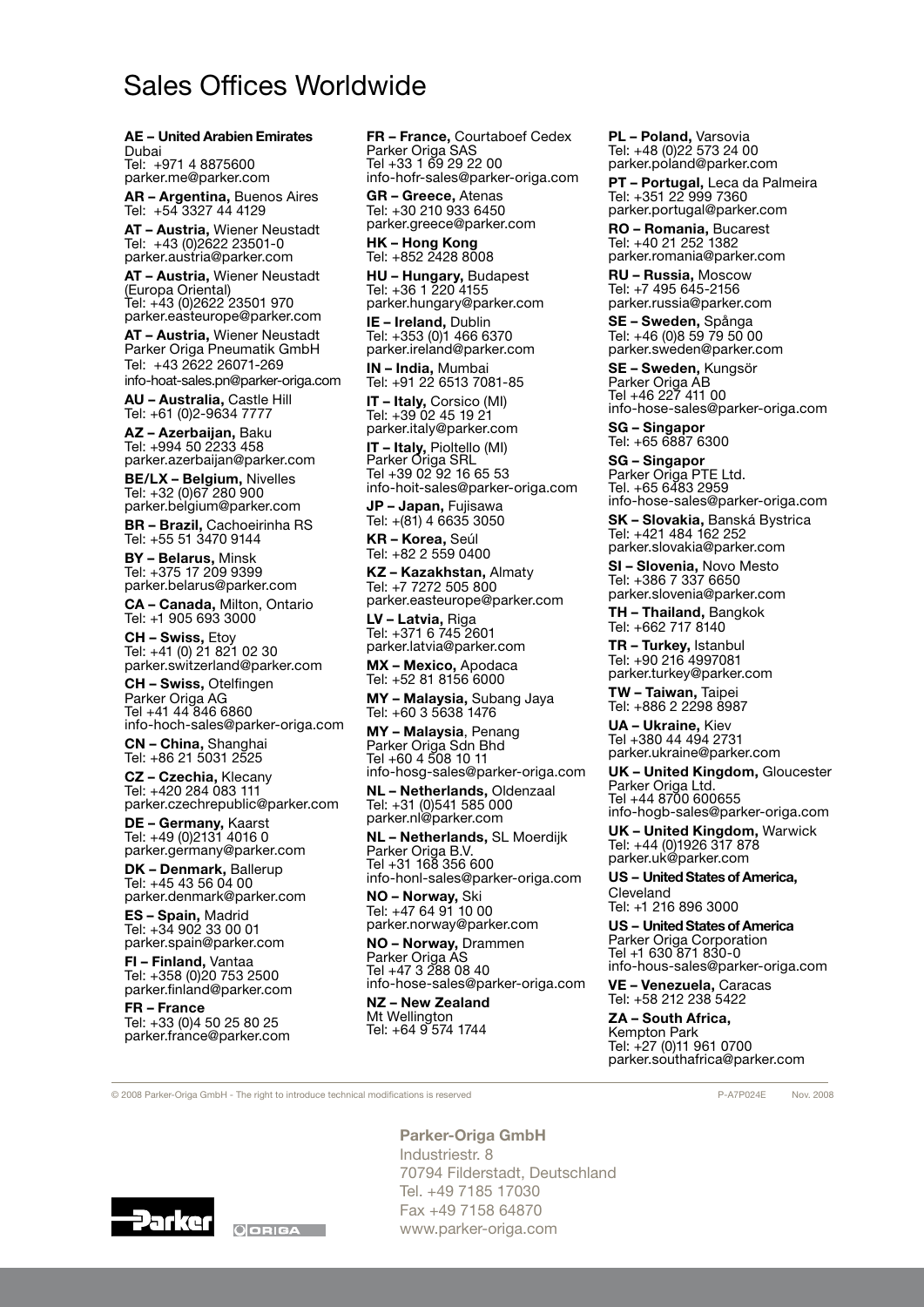# Sales Offices Worldwide

**AE – United Arabien Emirates**
Dubai
Tel: +971 4 8875600
parker.me@parker.com

**AR – Argentina,** Buenos Aires
Tel: +54 3327 44 4129

**AT – Austria,** Wiener Neustadt
Tel: +43 (0)2622 23501-0
parker.austria@parker.com

**AT – Austria,** Wiener Neustadt (Europa Oriental)
Tel: +43 (0)2622 23501 970
parker.easteurope@parker.com

**AT – Austria,** Wiener Neustadt
Parker Origa Pneumatik GmbH
Tel: +43 2622 26071-269
info-hoat-sales.pn@parker-origa.com

**AU – Australia,** Castle Hill
Tel: +61 (0)2-9634 7777

**AZ – Azerbaijan,** Baku
Tel: +994 50 2233 458
parker.azerbaijan@parker.com

**BE/LX – Belgium,** Nivelles
Tel: +32 (0)67 280 900
parker.belgium@parker.com

**BR – Brazil,** Cachoeirinha RS
Tel: +55 51 3470 9144

**BY – Belarus,** Minsk
Tel: +375 17 209 9399
parker.belarus@parker.com

**CA – Canada,** Milton, Ontario
Tel: +1 905 693 3000

**CH – Swiss,** Etoy
Tel: +41 (0) 21 821 02 30
parker.switzerland@parker.com

**CH – Swiss,** Otelfingen
Parker Origa AG
Tel +41 44 846 6860
info-hoch-sales@parker-origa.com

**CN – China,** Shanghai
Tel: +86 21 5031 2525

**CZ – Czechia,** Klecany
Tel: +420 284 083 111
parker.czechrepublic@parker.com

**DE – Germany,** Kaarst
Tel: +49 (0)2131 4016 0
parker.germany@parker.com

**DK – Denmark,** Ballerup
Tel: +45 43 56 04 00
parker.denmark@parker.com

**ES – Spain,** Madrid
Tel: +34 902 33 00 01
parker.spain@parker.com

**FI – Finland,** Vantaa
Tel: +358 (0)20 753 2500
parker.finland@parker.com

**FR – France**
Tel: +33 (0)4 50 25 80 25
parker.france@parker.com

**FR – France,** Courtaboef Cedex
Parker Origa SAS
Tel +33 1 69 29 22 00
info-hofr-sales@parker-origa.com

**GR – Greece,** Atenas
Tel: +30 210 933 6450
parker.greece@parker.com

**HK – Hong Kong**
Tel: +852 2428 8008

**HU – Hungary,** Budapest
Tel: +36 1 220 4155
parker.hungary@parker.com

**IE – Ireland,** Dublin
Tel: +353 (0)1 466 6370
parker.ireland@parker.com

**IN – India,** Mumbai
Tel: +91 22 6513 7081-85

**IT – Italy,** Corsico (MI)
Tel: +39 02 45 19 21
parker.italy@parker.com

**IT – Italy,** Pioltello (MI)
Parker Origa SRL
Tel +39 02 92 16 65 53
info-hoit-sales@parker-origa.com

**JP – Japan,** Fujisawa
Tel: +(81) 4 6635 3050

**KR – Korea,** Seúl
Tel: +82 2 559 0400

**KZ – Kazakhstan,** Almaty
Tel: +7 7272 505 800
parker.easteurope@parker.com

**LV – Latvia,** Riga
Tel: +371 6 745 2601
parker.latvia@parker.com

**MX – Mexico,** Apodaca
Tel: +52 81 8156 6000

**MY – Malaysia,** Subang Jaya
Tel: +60 3 5638 1476

**MY – Malaysia**, Penang
Parker Origa Sdn Bhd
Tel +60 4 508 10 11
info-hosg-sales@parker-origa.com

**NL – Netherlands,** Oldenzaal
Tel: +31 (0)541 585 000
parker.nl@parker.com

**NL – Netherlands,** SL Moerdijk
Parker Origa B.V.
Tel +31 168 356 600
info-honl-sales@parker-origa.com

**NO – Norway,** Ski
Tel: +47 64 91 10 00
parker.norway@parker.com

**NO – Norway,** Drammen
Parker Origa AS
Tel +47 3 288 08 40
info-hose-sales@parker-origa.com

**NZ – New Zealand**
Mt Wellington
Tel: +64 9 574 1744

**PL – Poland,** Varsovia
Tel: +48 (0)22 573 24 00
parker.poland@parker.com

**PT – Portugal,** Leca da Palmeira
Tel: +351 22 999 7360
parker.portugal@parker.com

**RO – Romania,** Bucarest
Tel: +40 21 252 1382
parker.romania@parker.com

**RU – Russia,** Moscow
Tel: +7 495 645-2156
parker.russia@parker.com

**SE – Sweden,** Spånga
Tel: +46 (0)8 59 79 50 00
parker.sweden@parker.com

**SE – Sweden,** Kungsör
Parker Origa AB
Tel +46 227 411 00
info-hose-sales@parker-origa.com

**SG – Singapor**
Tel: +65 6887 6300

**SG – Singapor**
Parker Origa PTE Ltd.
Tel. +65 6483 2959
info-hose-sales@parker-origa.com

**SK – Slovakia,** Banská Bystrica
Tel: +421 484 162 252
parker.slovakia@parker.com

**SI – Slovenia,** Novo Mesto
Tel: +386 7 337 6650
parker.slovenia@parker.com

**TH – Thailand,** Bangkok
Tel: +662 717 8140

**TR – Turkey,** Istanbul
Tel: +90 216 4997081
parker.turkey@parker.com

**TW – Taiwan,** Taipei
Tel: +886 2 2298 8987

**UA – Ukraine,** Kiev
Tel +380 44 494 2731
parker.ukraine@parker.com

**UK – United Kingdom,** Gloucester
Parker Origa Ltd.
Tel +44 8700 600655
info-hogb-sales@parker-origa.com

**UK – United Kingdom,** Warwick
Tel: +44 (0)1926 317 878
parker.uk@parker.com

**US – United States of America,**
Cleveland
Tel: +1 216 896 3000

**US – United States of America**
Parker Origa Corporation
Tel +1 630 871 830-0
info-hous-sales@parker-origa.com

**VE – Venezuela,** Caracas
Tel: +58 212 238 5422

**ZA – South Africa,**
Kempton Park
Tel: +27 (0)11 961 0700
parker.southafrica@parker.com

© 2008 Parker-Origa GmbH - The right to introduce technical modifications is reserved P-A7P024E Nov. 2008

**Parker-Origa GmbH**
Industriestr. 8
70794 Filderstadt, Deutschland
Tel. +49 7185 17030
Fax +49 7158 64870
www.parker-origa.com